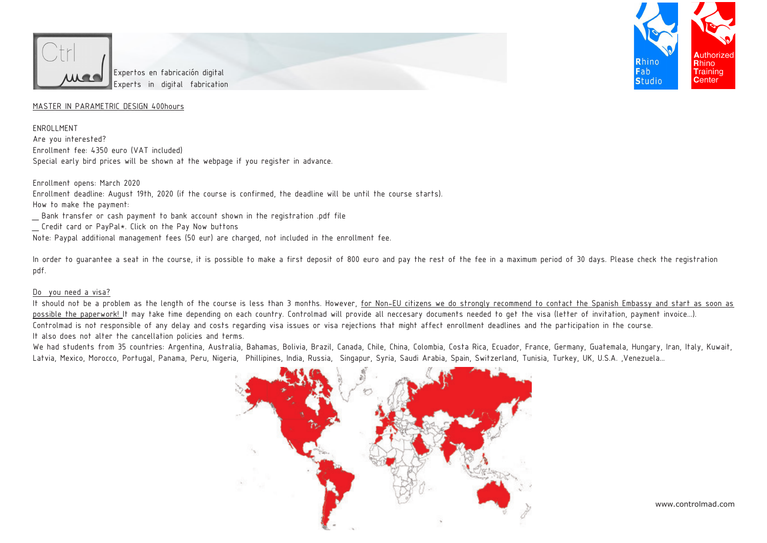Expertos en fabricación digital
Experts in digital fabrication

MASTER IN PARAMETRIC DESIGN 400hours

ENROLLMENT

Are you interested?

Enrollment fee: 4350 euro (VAT included)

Special early bird prices will be shown at the webpage if you register in advance.

Enrollment opens: March 2020

Enrollment deadline: August 19th, 2020 (if the course is confirmed, the deadline will be until the course starts).

How to make the payment:

_ Bank transfer or cash payment to bank account shown in the registration .pdf file

_ Credit card or PayPal*. Click on the Pay Now buttons

Note: Paypal additional management fees (50 eur) are charged, not included in the enrollment fee.

In order to guarantee a seat in the course, it is possible to make a first deposit of 800 euro and pay the rest of the fee in a maximum period of 30 days. Please check the registration pdf.

Do you need a visa?

It should not be a problem as the length of the course is less than 3 months. However, for Non-EU citizens we do strongly recommend to contact the Spanish Embassy and start as soon as possible the paperwork! It may take time depending on each country. Controlmad will provide all neccesary documents needed to get the visa (letter of invitation, payment invoice...).

Controlmad is not responsible of any delay and costs regarding visa issues or visa rejections that might affect enrollment deadlines and the participation in the course.

It also does not alter the cancellation policies and terms.

We had students from 35 countries: Argentina, Australia, Bahamas, Bolivia, Brazil, Canada, Chile, China, Colombia, Costa Rica, Ecuador, France, Germany, Guatemala, Hungary, Iran, Italy, Kuwait, Latvia, Mexico, Morocco, Portugal, Panama, Peru, Nigeria, Phillipines, India, Russia, Singapur, Syria, Saudi Arabia, Spain, Switzerland, Tunisia, Turkey, UK, U.S.A. ,Venezuela...

www.controlmad.com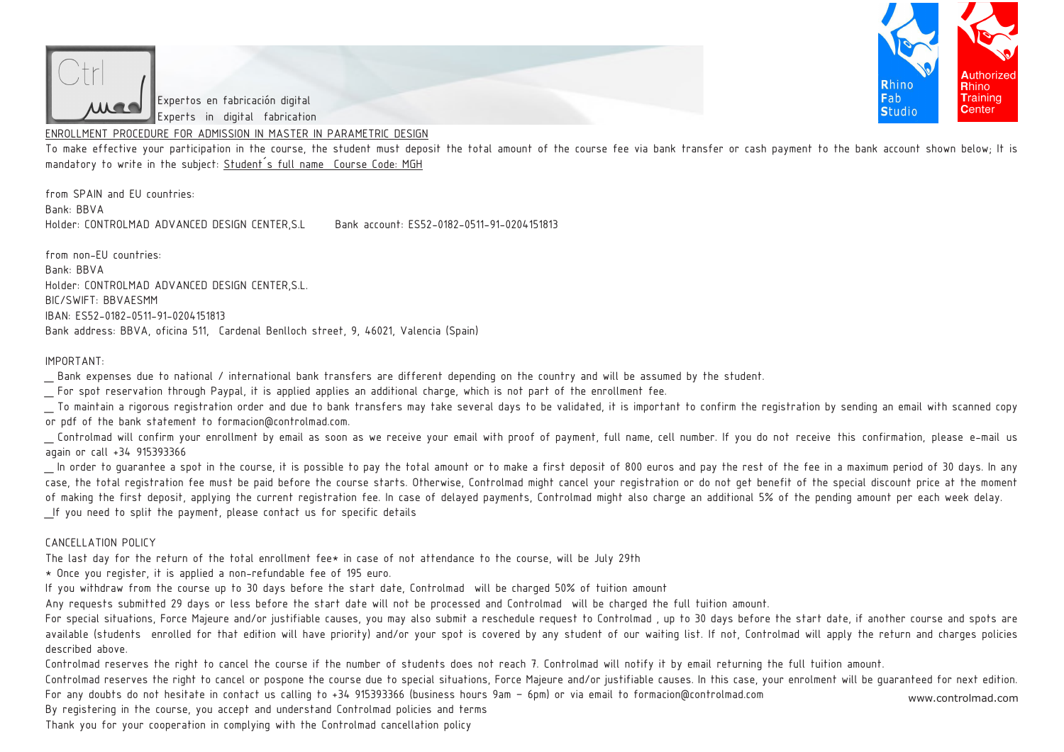Ctrl mad

Expertos en fabricación digital
Experts in digital fabrication

Rhino Fab Studio

Authorized Rhino Training Center

ENROLLMENT PROCEDURE FOR ADMISSION IN MASTER IN PARAMETRIC DESIGN

To make effective your participation in the course, the student must deposit the total amount of the course fee via bank transfer or cash payment to the bank account shown below; It is mandatory to write in the subject: Student´s full name Course Code: MGH

from SPAIN and EU countries:
Bank: BBVA
Holder: CONTROLMAD ADVANCED DESIGN CENTER,S.L Bank account: ES52-0182-0511-91-0204151813

from non-EU countries:
Bank: BBVA
Holder: CONTROLMAD ADVANCED DESIGN CENTER,S.L.
BIC/SWIFT: BBVAESMM
IBAN: ES52-0182-0511-91-0204151813
Bank address: BBVA, oficina 511, Cardenal Benlloch street, 9, 46021, Valencia (Spain)

IMPORTANT:

_ Bank expenses due to national / international bank transfers are different depending on the country and will be assumed by the student.
_ For spot reservation through Paypal, it is applied applies an additional charge, which is not part of the enrollment fee.
_ To maintain a rigorous registration order and due to bank transfers may take several days to be validated, it is important to confirm the registration by sending an email with scanned copy or pdf of the bank statement to formacion@controlmad.com.
_ Controlmad will confirm your enrollment by email as soon as we receive your email with proof of payment, full name, cell number. If you do not receive this confirmation, please e-mail us again or call +34 915393366
_ In order to guarantee a spot in the course, it is possible to pay the total amount or to make a first deposit of 800 euros and pay the rest of the fee in a maximum period of 30 days. In any case, the total registration fee must be paid before the course starts. Otherwise, Controlmad might cancel your registration or do not get benefit of the special discount price at the moment of making the first deposit, applying the current registration fee. In case of delayed payments, Controlmad might also charge an additional 5% of the pending amount per each week delay.
_If you need to split the payment, please contact us for specific details

CANCELLATION POLICY

The last day for the return of the total enrollment fee* in case of not attendance to the course, will be July 29th
* Once you register, it is applied a non-refundable fee of 195 euro.
If you withdraw from the course up to 30 days before the start date, Controlmad will be charged 50% of tuition amount
Any requests submitted 29 days or less before the start date will not be processed and Controlmad will be charged the full tuition amount.
For special situations, Force Majeure and/or justifiable causes, you may also submit a reschedule request to Controlmad , up to 30 days before the start date, if another course and spots are available (students enrolled for that edition will have priority) and/or your spot is covered by any student of our waiting list. If not, Controlmad will apply the return and charges policies described above.
Controlmad reserves the right to cancel the course if the number of students does not reach 7. Controlmad will notify it by email returning the full tuition amount.
Controlmad reserves the right to cancel or despone the course due to special situations, Force Majeure and/or justifiable causes. In this case, your enrolment will be guaranteed for next edition.
For any doubts do not hesitate in contact us calling to +34 915393366 (business hours 9am – 6pm) or via email to formacion@controlmad.com
By registering in the course, you accept and understand Controlmad policies and terms
Thank you for your cooperation in complying with the Controlmad cancellation policy

www.controlmad.com